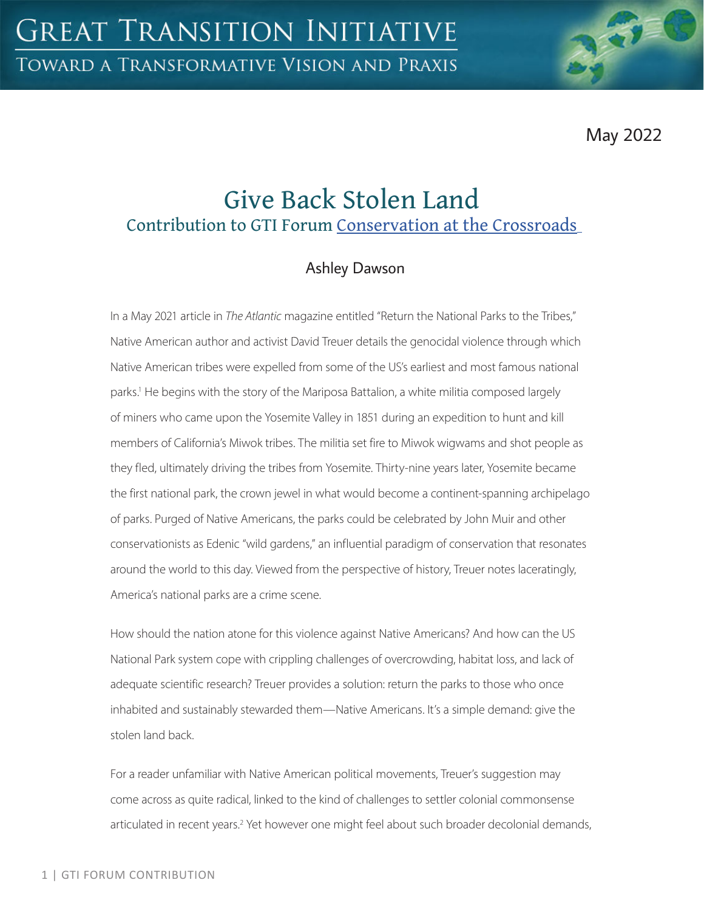# Great Transition Initiative

Toward a Transformative Vision and Praxis

May 2022

## Give Back Stolen Land

### Contribution to GTI Forum Conservation at the Crossroads

Ashley Dawson

In a May 2021 article in *The Atlantic* magazine entitled "Return the National Parks to the Tribes," Native American author and activist David Treuer details the genocidal violence through which Native American tribes were expelled from some of the US's earliest and most famous national parks.[1] He begins with the story of the Mariposa Battalion, a white militia composed largely of miners who came upon the Yosemite Valley in 1851 during an expedition to hunt and kill members of California's Miwok tribes. The militia set fire to Miwok wigwams and shot people as they fled, ultimately driving the tribes from Yosemite. Thirty-nine years later, Yosemite became the first national park, the crown jewel in what would become a continent-spanning archipelago of parks. Purged of Native Americans, the parks could be celebrated by John Muir and other conservationists as Edenic "wild gardens," an influential paradigm of conservation that resonates around the world to this day. Viewed from the perspective of history, Treuer notes laceratingly, America's national parks are a crime scene.

How should the nation atone for this violence against Native Americans? And how can the US National Park system cope with crippling challenges of overcrowding, habitat loss, and lack of adequate scientific research? Treuer provides a solution: return the parks to those who once inhabited and sustainably stewarded them—Native Americans. It's a simple demand: give the stolen land back.

For a reader unfamiliar with Native American political movements, Treuer's suggestion may come across as quite radical, linked to the kind of challenges to settler colonial commonsense articulated in recent years.[2] Yet however one might feel about such broader decolonial demands,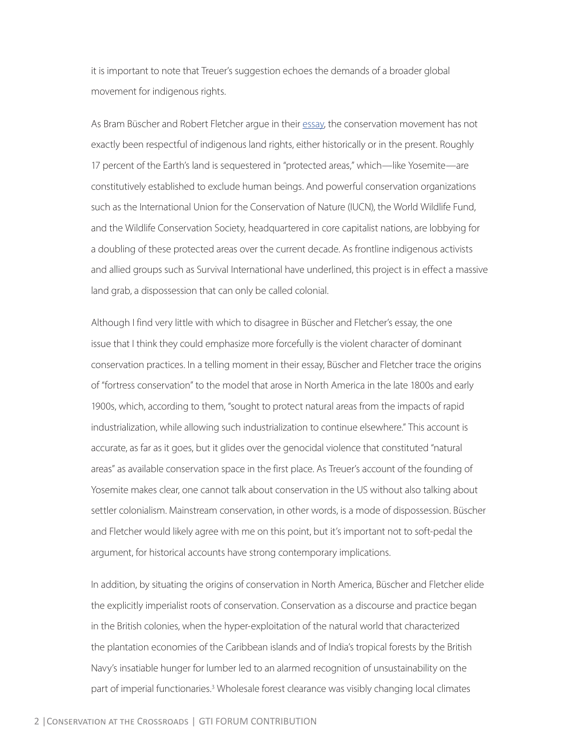it is important to note that Treuer's suggestion echoes the demands of a broader global movement for indigenous rights.

As Bram Büscher and Robert Fletcher argue in their essay, the conservation movement has not exactly been respectful of indigenous land rights, either historically or in the present. Roughly 17 percent of the Earth's land is sequestered in "protected areas," which—like Yosemite—are constitutively established to exclude human beings. And powerful conservation organizations such as the International Union for the Conservation of Nature (IUCN), the World Wildlife Fund, and the Wildlife Conservation Society, headquartered in core capitalist nations, are lobbying for a doubling of these protected areas over the current decade. As frontline indigenous activists and allied groups such as Survival International have underlined, this project is in effect a massive land grab, a dispossession that can only be called colonial.

Although I find very little with which to disagree in Büscher and Fletcher's essay, the one issue that I think they could emphasize more forcefully is the violent character of dominant conservation practices. In a telling moment in their essay, Büscher and Fletcher trace the origins of "fortress conservation" to the model that arose in North America in the late 1800s and early 1900s, which, according to them, "sought to protect natural areas from the impacts of rapid industrialization, while allowing such industrialization to continue elsewhere." This account is accurate, as far as it goes, but it glides over the genocidal violence that constituted "natural areas" as available conservation space in the first place. As Treuer's account of the founding of Yosemite makes clear, one cannot talk about conservation in the US without also talking about settler colonialism. Mainstream conservation, in other words, is a mode of dispossession. Büscher and Fletcher would likely agree with me on this point, but it's important not to soft-pedal the argument, for historical accounts have strong contemporary implications.

In addition, by situating the origins of conservation in North America, Büscher and Fletcher elide the explicitly imperialist roots of conservation. Conservation as a discourse and practice began in the British colonies, when the hyper-exploitation of the natural world that characterized the plantation economies of the Caribbean islands and of India's tropical forests by the British Navy's insatiable hunger for lumber led to an alarmed recognition of unsustainability on the part of imperial functionaries.[3] Wholesale forest clearance was visibly changing local climates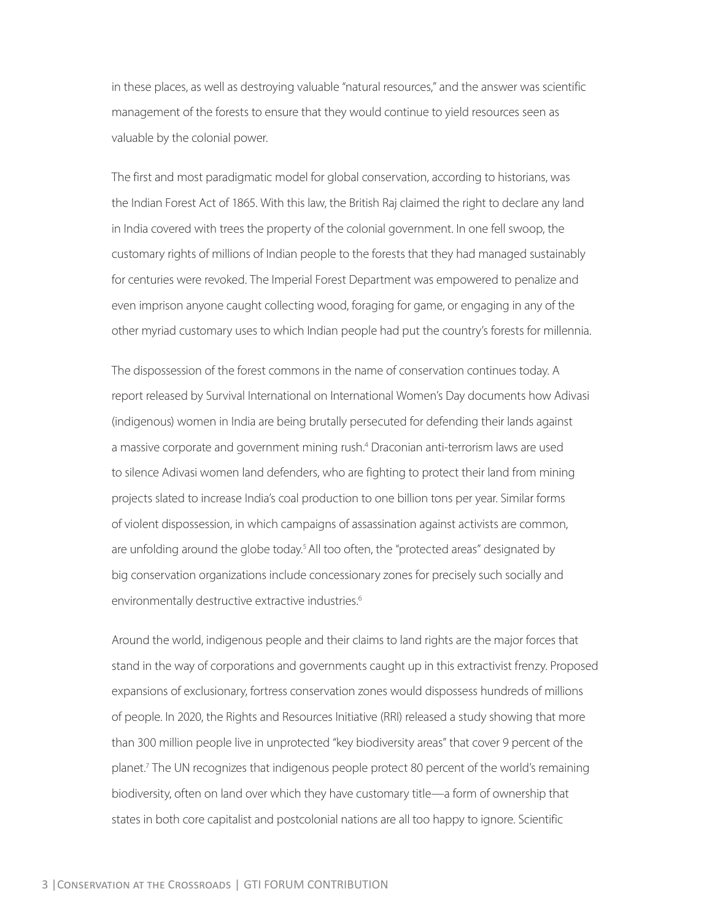in these places, as well as destroying valuable "natural resources," and the answer was scientific management of the forests to ensure that they would continue to yield resources seen as valuable by the colonial power.

The first and most paradigmatic model for global conservation, according to historians, was the Indian Forest Act of 1865. With this law, the British Raj claimed the right to declare any land in India covered with trees the property of the colonial government. In one fell swoop, the customary rights of millions of Indian people to the forests that they had managed sustainably for centuries were revoked. The Imperial Forest Department was empowered to penalize and even imprison anyone caught collecting wood, foraging for game, or engaging in any of the other myriad customary uses to which Indian people had put the country's forests for millennia.

The dispossession of the forest commons in the name of conservation continues today. A report released by Survival International on International Women's Day documents how Adivasi (indigenous) women in India are being brutally persecuted for defending their lands against a massive corporate and government mining rush.[4] Draconian anti-terrorism laws are used to silence Adivasi women land defenders, who are fighting to protect their land from mining projects slated to increase India's coal production to one billion tons per year. Similar forms of violent dispossession, in which campaigns of assassination against activists are common, are unfolding around the globe today.[5] All too often, the "protected areas" designated by big conservation organizations include concessionary zones for precisely such socially and environmentally destructive extractive industries.[6]

Around the world, indigenous people and their claims to land rights are the major forces that stand in the way of corporations and governments caught up in this extractivist frenzy. Proposed expansions of exclusionary, fortress conservation zones would dispossess hundreds of millions of people. In 2020, the Rights and Resources Initiative (RRI) released a study showing that more than 300 million people live in unprotected "key biodiversity areas" that cover 9 percent of the planet.[7] The UN recognizes that indigenous people protect 80 percent of the world's remaining biodiversity, often on land over which they have customary title—a form of ownership that states in both core capitalist and postcolonial nations are all too happy to ignore. Scientific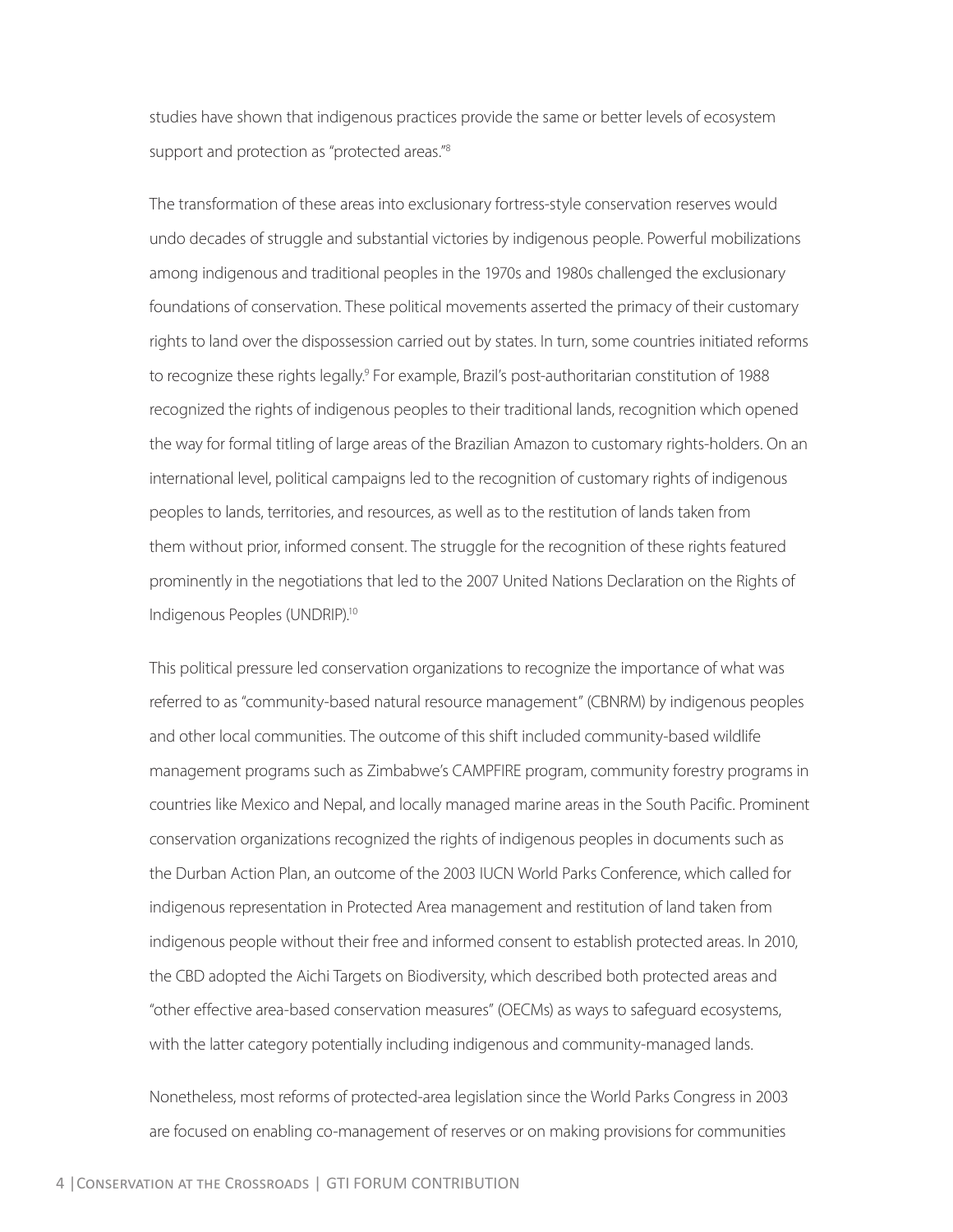studies have shown that indigenous practices provide the same or better levels of ecosystem support and protection as "protected areas."[8]

The transformation of these areas into exclusionary fortress-style conservation reserves would undo decades of struggle and substantial victories by indigenous people. Powerful mobilizations among indigenous and traditional peoples in the 1970s and 1980s challenged the exclusionary foundations of conservation. These political movements asserted the primacy of their customary rights to land over the dispossession carried out by states. In turn, some countries initiated reforms to recognize these rights legally.[9] For example, Brazil's post-authoritarian constitution of 1988 recognized the rights of indigenous peoples to their traditional lands, recognition which opened the way for formal titling of large areas of the Brazilian Amazon to customary rights-holders. On an international level, political campaigns led to the recognition of customary rights of indigenous peoples to lands, territories, and resources, as well as to the restitution of lands taken from them without prior, informed consent. The struggle for the recognition of these rights featured prominently in the negotiations that led to the 2007 United Nations Declaration on the Rights of Indigenous Peoples (UNDRIP).[10]

This political pressure led conservation organizations to recognize the importance of what was referred to as "community-based natural resource management" (CBNRM) by indigenous peoples and other local communities. The outcome of this shift included community-based wildlife management programs such as Zimbabwe's CAMPFIRE program, community forestry programs in countries like Mexico and Nepal, and locally managed marine areas in the South Pacific. Prominent conservation organizations recognized the rights of indigenous peoples in documents such as the Durban Action Plan, an outcome of the 2003 IUCN World Parks Conference, which called for indigenous representation in Protected Area management and restitution of land taken from indigenous people without their free and informed consent to establish protected areas. In 2010, the CBD adopted the Aichi Targets on Biodiversity, which described both protected areas and "other effective area-based conservation measures" (OECMs) as ways to safeguard ecosystems, with the latter category potentially including indigenous and community-managed lands.

Nonetheless, most reforms of protected-area legislation since the World Parks Congress in 2003 are focused on enabling co-management of reserves or on making provisions for communities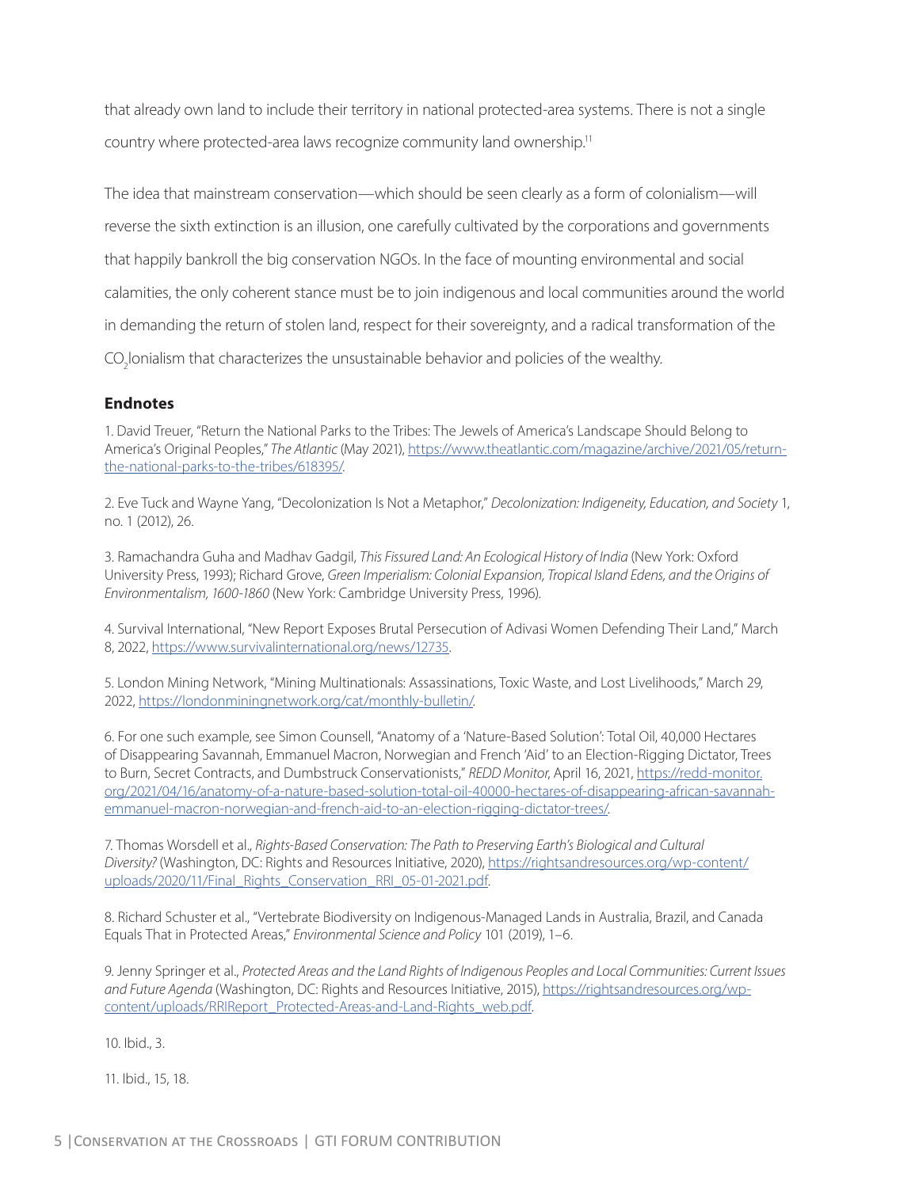that already own land to include their territory in national protected-area systems. There is not a single country where protected-area laws recognize community land ownership.[11]

The idea that mainstream conservation—which should be seen clearly as a form of colonialism—will reverse the sixth extinction is an illusion, one carefully cultivated by the corporations and governments that happily bankroll the big conservation NGOs. In the face of mounting environmental and social calamities, the only coherent stance must be to join indigenous and local communities around the world in demanding the return of stolen land, respect for their sovereignty, and a radical transformation of the $CO_2$lonialism that characterizes the unsustainable behavior and policies of the wealthy.

## Endnotes

1. David Treuer, "Return the National Parks to the Tribes: The Jewels of America's Landscape Should Belong to America's Original Peoples," *The Atlantic* (May 2021), https://www.theatlantic.com/magazine/archive/2021/05/return-the-national-parks-to-the-tribes/618395/.

2. Eve Tuck and Wayne Yang, "Decolonization Is Not a Metaphor," *Decolonization: Indigeneity, Education, and Society* 1, no. 1 (2012), 26.

3. Ramachandra Guha and Madhav Gadgil, *This Fissured Land: An Ecological History of India* (New York: Oxford University Press, 1993); Richard Grove, *Green Imperialism: Colonial Expansion, Tropical Island Edens, and the Origins of Environmentalism, 1600-1860* (New York: Cambridge University Press, 1996).

4. Survival International, "New Report Exposes Brutal Persecution of Adivasi Women Defending Their Land," March 8, 2022, https://www.survivalinternational.org/news/12735.

5. London Mining Network, "Mining Multinationals: Assassinations, Toxic Waste, and Lost Livelihoods," March 29, 2022, https://londonminingnetwork.org/cat/monthly-bulletin/.

6. For one such example, see Simon Counsell, "Anatomy of a 'Nature-Based Solution': Total Oil, 40,000 Hectares of Disappearing Savannah, Emmanuel Macron, Norwegian and French 'Aid' to an Election-Rigging Dictator, Trees to Burn, Secret Contracts, and Dumbstruck Conservationists," *REDD Monitor*, April 16, 2021, https://redd-monitor.org/2021/04/16/anatomy-of-a-nature-based-solution-total-oil-40000-hectares-of-disappearing-african-savannah-emmanuel-macron-norwegian-and-french-aid-to-an-election-rigging-dictator-trees/.

7. Thomas Worsdell et al., *Rights-Based Conservation: The Path to Preserving Earth's Biological and Cultural Diversity?* (Washington, DC: Rights and Resources Initiative, 2020), https://rightsandresources.org/wp-content/uploads/2020/11/Final_Rights_Conservation_RRI_05-01-2021.pdf.

8. Richard Schuster et al., "Vertebrate Biodiversity on Indigenous-Managed Lands in Australia, Brazil, and Canada Equals That in Protected Areas," *Environmental Science and Policy* 101 (2019), 1–6.

9. Jenny Springer et al., *Protected Areas and the Land Rights of Indigenous Peoples and Local Communities: Current Issues and Future Agenda* (Washington, DC: Rights and Resources Initiative, 2015), https://rightsandresources.org/wp-content/uploads/RRIReport_Protected-Areas-and-Land-Rights_web.pdf.

10. Ibid., 3.

11. Ibid., 15, 18.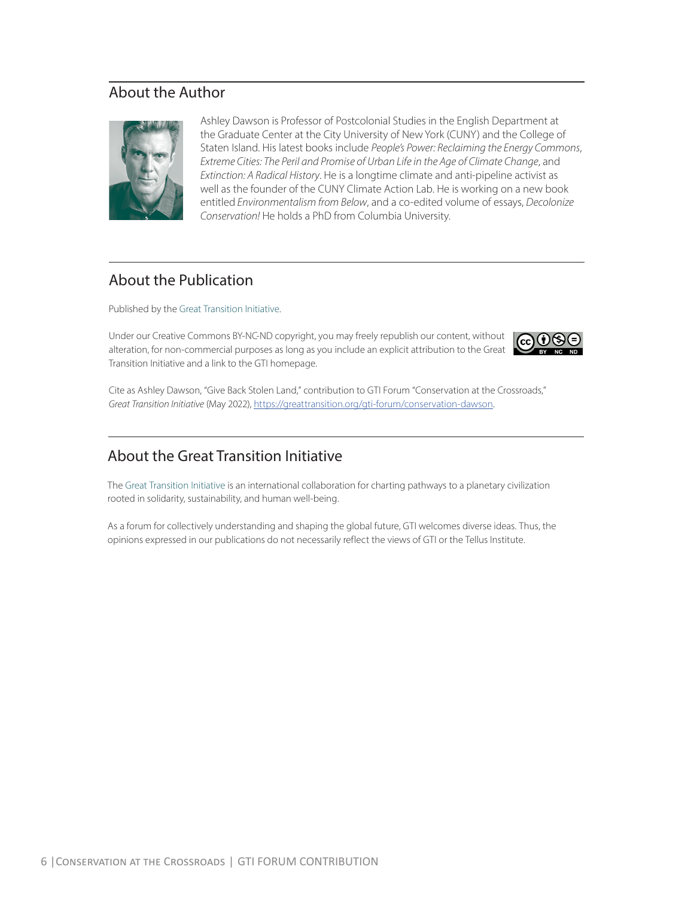## About the Author

Ashley Dawson is Professor of Postcolonial Studies in the English Department at the Graduate Center at the City University of New York (CUNY) and the College of Staten Island. His latest books include *People's Power: Reclaiming the Energy Commons*, *Extreme Cities: The Peril and Promise of Urban Life in the Age of Climate Change*, and *Extinction: A Radical History*. He is a longtime climate and anti-pipeline activist as well as the founder of the CUNY Climate Action Lab. He is working on a new book entitled *Environmentalism from Below*, and a co-edited volume of essays, *Decolonize Conservation!* He holds a PhD from Columbia University.

## About the Publication

Published by the Great Transition Initiative.

Under our Creative Commons BY-NC-ND copyright, you may freely republish our content, without alteration, for non-commercial purposes as long as you include an explicit attribution to the Great Transition Initiative and a link to the GTI homepage.

Cite as Ashley Dawson, "Give Back Stolen Land," contribution to GTI Forum "Conservation at the Crossroads," *Great Transition Initiative* (May 2022), https://greattransition.org/gti-forum/conservation-dawson.

## About the Great Transition Initiative

The Great Transition Initiative is an international collaboration for charting pathways to a planetary civilization rooted in solidarity, sustainability, and human well-being.

As a forum for collectively understanding and shaping the global future, GTI welcomes diverse ideas. Thus, the opinions expressed in our publications do not necessarily reflect the views of GTI or the Tellus Institute.